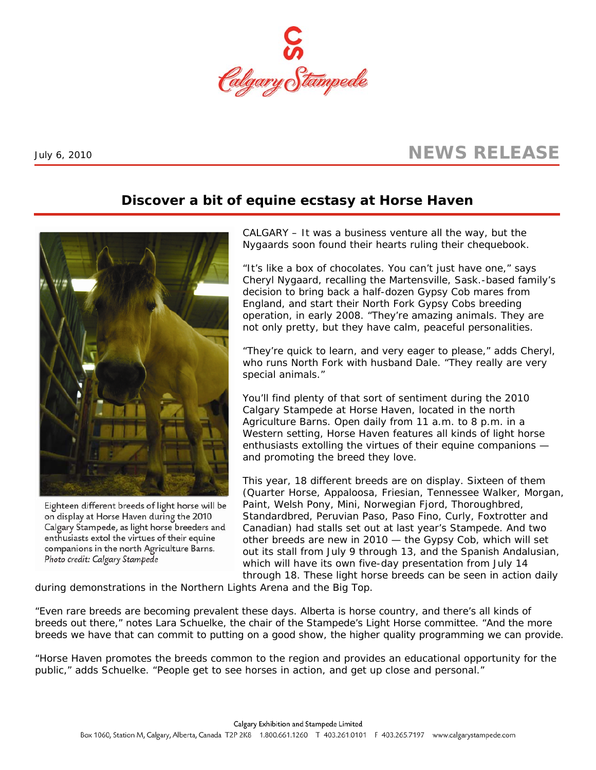Calgary Stampede

July 6, 2010

# NEWS RELEASE

## Discover a bit of equine ecstasy at Horse Haven

Eighteen different breeds of light horse will be on display at Horse Haven during the 2010 Calgary Stampede, as light horse breeders and enthusiasts extol the virtues of their equine companions in the north Agriculture Barns. *Photo credit: Calgary Stampede*

CALGARY – It was a business venture all the way, but the Nygaards soon found their hearts ruling their chequebook.

“It’s like a box of chocolates. You can’t just have one,” says Cheryl Nygaard, recalling the Martensville, Sask.-based family’s decision to bring back a half-dozen Gypsy Cob mares from England, and start their North Fork Gypsy Cobs breeding operation, in early 2008. “They’re amazing animals. They are not only pretty, but they have calm, peaceful personalities.

“They’re quick to learn, and very eager to please,” adds Cheryl, who runs North Fork with husband Dale. “They really are very special animals.”

You’ll find plenty of that sort of sentiment during the 2010 Calgary Stampede at Horse Haven, located in the north Agriculture Barns. Open daily from 11 a.m. to 8 p.m. in a Western setting, Horse Haven features all kinds of light horse enthusiasts extolling the virtues of their equine companions — and promoting the breed they love.

This year, 18 different breeds are on display. Sixteen of them (Quarter Horse, Appaloosa, Friesian, Tennessee Walker, Morgan, Paint, Welsh Pony, Mini, Norwegian Fjord, Thoroughbred, Standardbred, Peruvian Paso, Paso Fino, Curly, Foxtrotter and Canadian) had stalls set out at last year’s Stampede. And two other breeds are new in 2010 — the Gypsy Cob, which will set out its stall from July 9 through 13, and the Spanish Andalusian, which will have its own five-day presentation from July 14 through 18. These light horse breeds can be seen in action daily during demonstrations in the Northern Lights Arena and the Big Top.

“Even rare breeds are becoming prevalent these days. Alberta is horse country, and there’s all kinds of breeds out there,” notes Lara Schuelke, the chair of the Stampede’s Light Horse committee. “And the more breeds we have that can commit to putting on a good show, the higher quality programming we can provide.

“Horse Haven promotes the breeds common to the region and provides an educational opportunity for the public,” adds Schuelke. “People get to see horses in action, and get up close and personal.”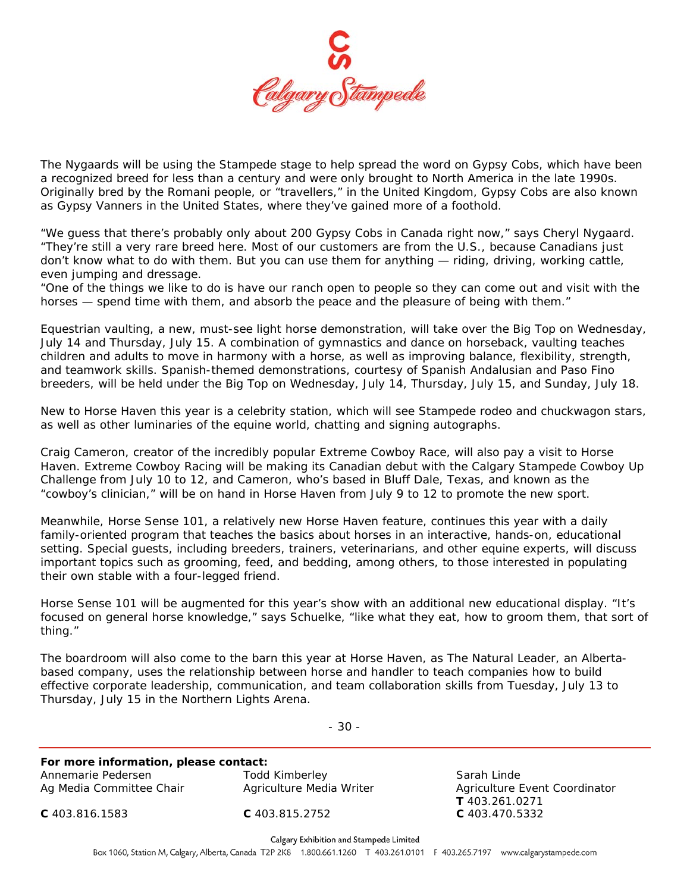The Nygaards will be using the Stampede stage to help spread the word on Gypsy Cobs, which have been a recognized breed for less than a century and were only brought to North America in the late 1990s. Originally bred by the Romani people, or "travellers," in the United Kingdom, Gypsy Cobs are also known as Gypsy Vanners in the United States, where they've gained more of a foothold.

"We guess that there's probably only about 200 Gypsy Cobs in Canada right now," says Cheryl Nygaard. "They're still a very rare breed here. Most of our customers are from the U.S., because Canadians just don't know what to do with them. But you can use them for anything — riding, driving, working cattle, even jumping and dressage.

"One of the things we like to do is have our ranch open to people so they can come out and visit with the horses — spend time with them, and absorb the peace and the pleasure of being with them."

Equestrian vaulting, a new, must-see light horse demonstration, will take over the Big Top on Wednesday, July 14 and Thursday, July 15. A combination of gymnastics and dance on horseback, vaulting teaches children and adults to move in harmony with a horse, as well as improving balance, flexibility, strength, and teamwork skills. Spanish-themed demonstrations, courtesy of Spanish Andalusian and Paso Fino breeders, will be held under the Big Top on Wednesday, July 14, Thursday, July 15, and Sunday, July 18.

New to Horse Haven this year is a celebrity station, which will see Stampede rodeo and chuckwagon stars, as well as other luminaries of the equine world, chatting and signing autographs.

Craig Cameron, creator of the incredibly popular Extreme Cowboy Race, will also pay a visit to Horse Haven. Extreme Cowboy Racing will be making its Canadian debut with the Calgary Stampede Cowboy Up Challenge from July 10 to 12, and Cameron, who's based in Bluff Dale, Texas, and known as the "cowboy's clinician," will be on hand in Horse Haven from July 9 to 12 to promote the new sport.

Meanwhile, Horse Sense 101, a relatively new Horse Haven feature, continues this year with a daily family-oriented program that teaches the basics about horses in an interactive, hands-on, educational setting. Special guests, including breeders, trainers, veterinarians, and other equine experts, will discuss important topics such as grooming, feed, and bedding, among others, to those interested in populating their own stable with a four-legged friend.

Horse Sense 101 will be augmented for this year's show with an additional new educational display. "It's focused on general horse knowledge," says Schuelke, "like what they eat, how to groom them, that sort of thing."

The boardroom will also come to the barn this year at Horse Haven, as The Natural Leader, an Alberta-based company, uses the relationship between horse and handler to teach companies how to build effective corporate leadership, communication, and team collaboration skills from Tuesday, July 13 to Thursday, July 15 in the Northern Lights Arena.

- 30 -

**For more information, please contact:**

| Annemarie Pedersen | Todd Kimberley | Sarah Linde |
|---|---|---|
| Ag Media Committee Chair | Agriculture Media Writer | Agriculture Event Coordinator |
| | | **T** 403.261.0271 |
| **C** 403.816.1583 | **C** 403.815.2752 | **C** 403.470.5332 |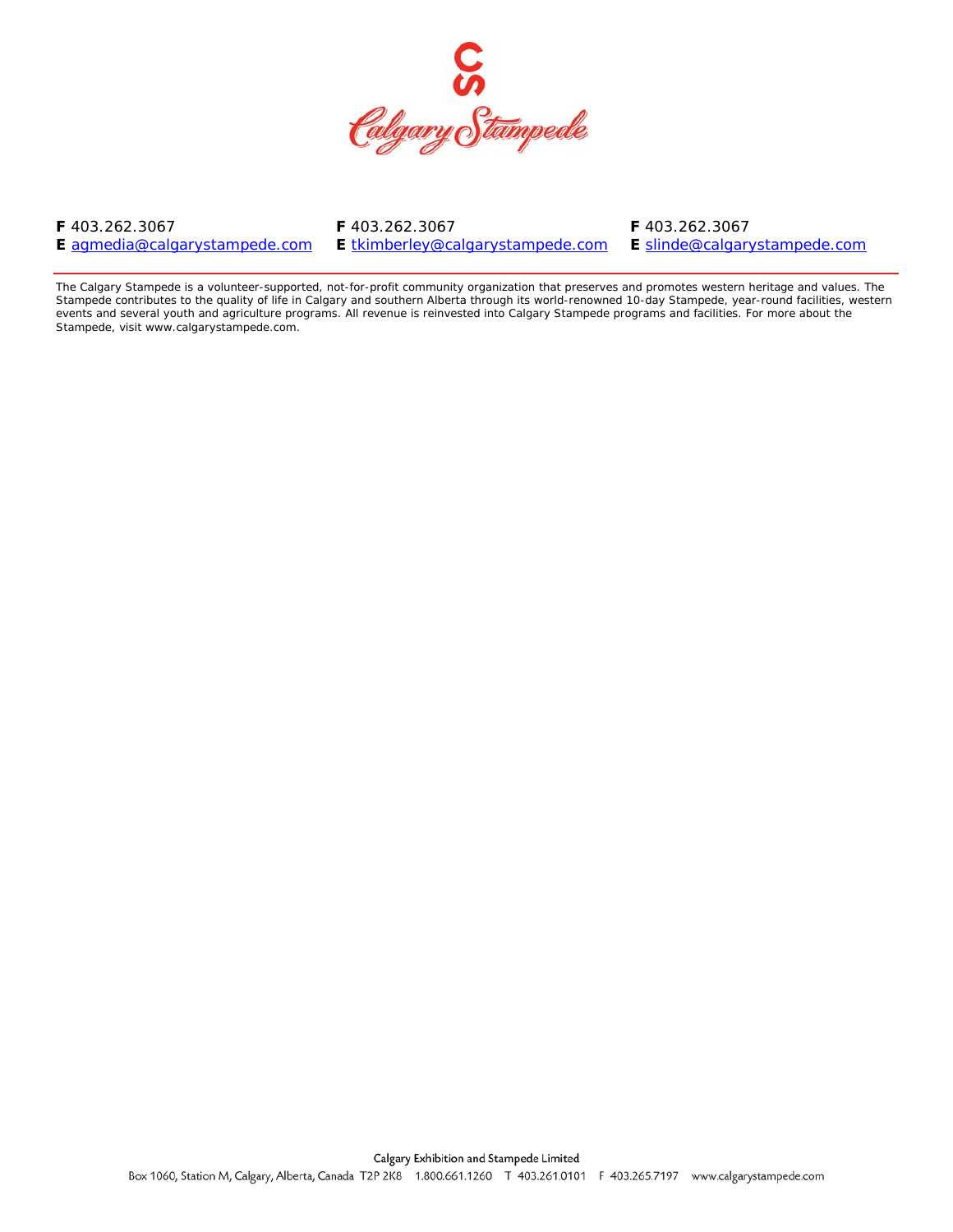**F** 403.262.3067
**E** agmedia@calgarystampede.com

**F** 403.262.3067
**E** tkimberley@calgarystampede.com

**F** 403.262.3067
**E** slinde@calgarystampede.com

---

The Calgary Stampede is a volunteer-supported, not-for-profit community organization that preserves and promotes western heritage and values. The Stampede contributes to the quality of life in Calgary and southern Alberta through its world-renowned 10-day Stampede, year-round facilities, western events and several youth and agriculture programs. All revenue is reinvested into Calgary Stampede programs and facilities. For more about the Stampede, visit www.calgarystampede.com.

Calgary Exhibition and Stampede Limited
Box 1060, Station M, Calgary, Alberta, Canada T2P 2K8 1.800.661.1260 T 403.261.0101 F 403.265.7197 www.calgarystampede.com